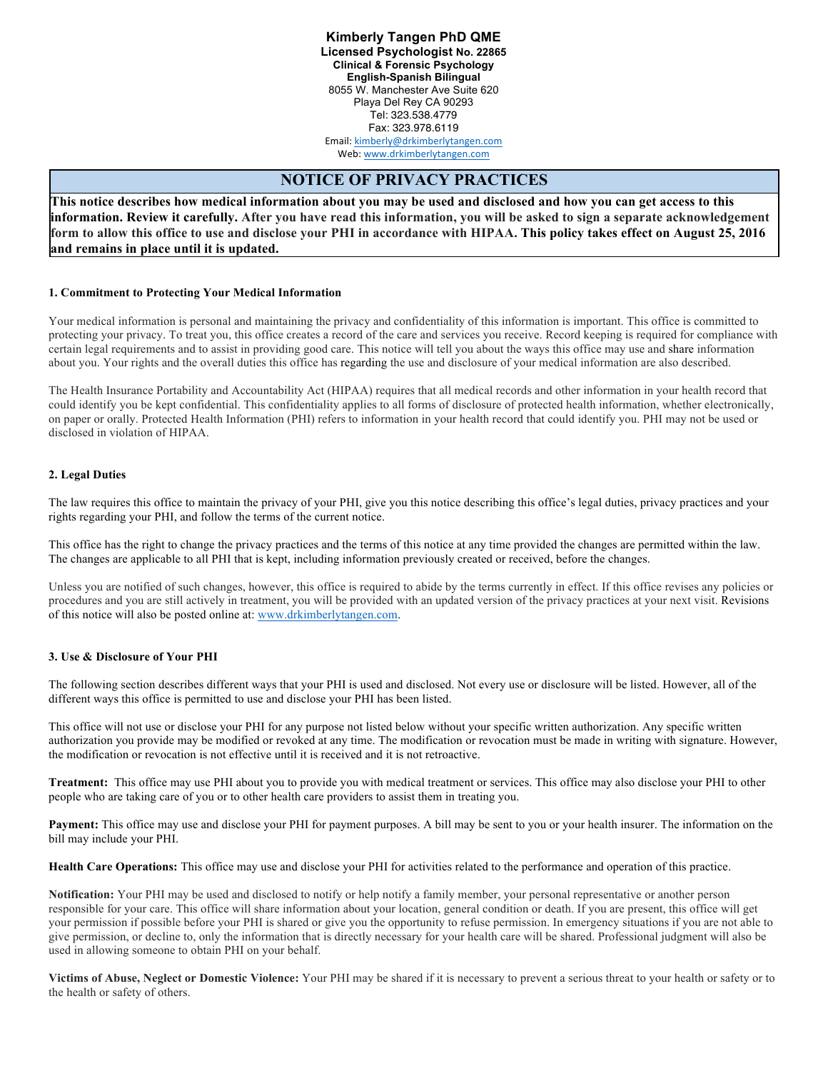**Kimberly Tangen PhD QME**
**Licensed Psychologist No. 22865**
**Clinical & Forensic Psychology**
**English-Spanish Bilingual**
8055 W. Manchester Ave Suite 620
Playa Del Rey CA 90293
Tel: 323.538.4779
Fax: 323.978.6119
Email: kimberly@drkimberlytangen.com
Web: www.drkimberlytangen.com

# NOTICE OF PRIVACY PRACTICES

**This notice describes how medical information about you may be used and disclosed and how you can get access to this information. Review it carefully. After you have read this information, you will be asked to sign a separate acknowledgement form to allow this office to use and disclose your PHI in accordance with HIPAA. This policy takes effect on August 25, 2016 and remains in place until it is updated.**

### 1. Commitment to Protecting Your Medical Information

Your medical information is personal and maintaining the privacy and confidentiality of this information is important. This office is committed to protecting your privacy. To treat you, this office creates a record of the care and services you receive. Record keeping is required for compliance with certain legal requirements and to assist in providing good care. This notice will tell you about the ways this office may use and share information about you. Your rights and the overall duties this office has regarding the use and disclosure of your medical information are also described.

The Health Insurance Portability and Accountability Act (HIPAA) requires that all medical records and other information in your health record that could identify you be kept confidential. This confidentiality applies to all forms of disclosure of protected health information, whether electronically, on paper or orally. Protected Health Information (PHI) refers to information in your health record that could identify you. PHI may not be used or disclosed in violation of HIPAA.

### 2. Legal Duties

The law requires this office to maintain the privacy of your PHI, give you this notice describing this office's legal duties, privacy practices and your rights regarding your PHI, and follow the terms of the current notice.

This office has the right to change the privacy practices and the terms of this notice at any time provided the changes are permitted within the law. The changes are applicable to all PHI that is kept, including information previously created or received, before the changes.

Unless you are notified of such changes, however, this office is required to abide by the terms currently in effect. If this office revises any policies or procedures and you are still actively in treatment, you will be provided with an updated version of the privacy practices at your next visit. Revisions of this notice will also be posted online at: www.drkimberlytangen.com.

### 3. Use & Disclosure of Your PHI

The following section describes different ways that your PHI is used and disclosed. Not every use or disclosure will be listed. However, all of the different ways this office is permitted to use and disclose your PHI has been listed.

This office will not use or disclose your PHI for any purpose not listed below without your specific written authorization. Any specific written authorization you provide may be modified or revoked at any time. The modification or revocation must be made in writing with signature. However, the modification or revocation is not effective until it is received and it is not retroactive.

**Treatment:** This office may use PHI about you to provide you with medical treatment or services. This office may also disclose your PHI to other people who are taking care of you or to other health care providers to assist them in treating you.

**Payment:** This office may use and disclose your PHI for payment purposes. A bill may be sent to you or your health insurer. The information on the bill may include your PHI.

**Health Care Operations:** This office may use and disclose your PHI for activities related to the performance and operation of this practice.

**Notification:** Your PHI may be used and disclosed to notify or help notify a family member, your personal representative or another person responsible for your care. This office will share information about your location, general condition or death. If you are present, this office will get your permission if possible before your PHI is shared or give you the opportunity to refuse permission. In emergency situations if you are not able to give permission, or decline to, only the information that is directly necessary for your health care will be shared. Professional judgment will also be used in allowing someone to obtain PHI on your behalf.

**Victims of Abuse, Neglect or Domestic Violence:** Your PHI may be shared if it is necessary to prevent a serious threat to your health or safety or to the health or safety of others.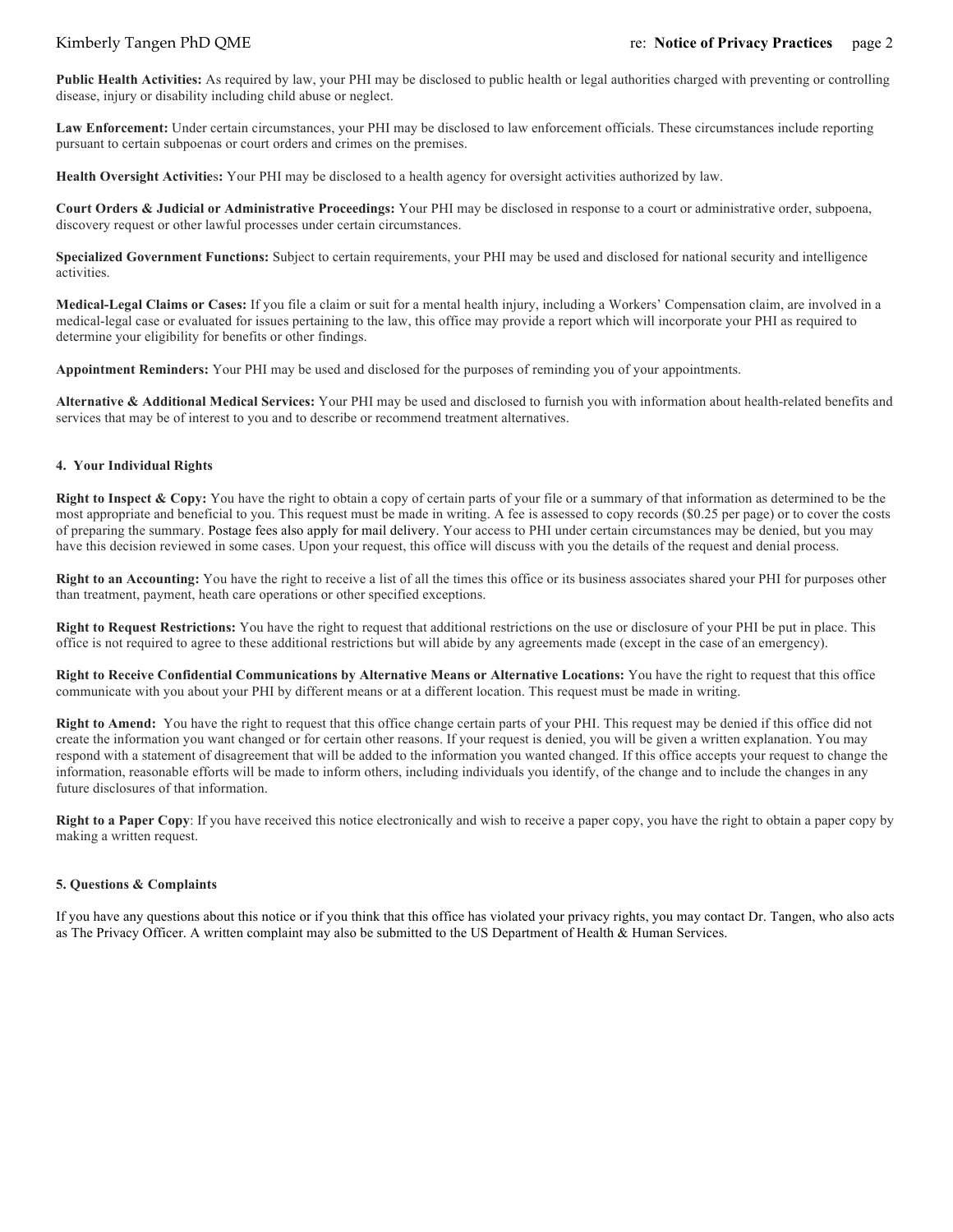**Public Health Activities:** As required by law, your PHI may be disclosed to public health or legal authorities charged with preventing or controlling disease, injury or disability including child abuse or neglect.

**Law Enforcement:** Under certain circumstances, your PHI may be disclosed to law enforcement officials. These circumstances include reporting pursuant to certain subpoenas or court orders and crimes on the premises.

**Health Oversight Activities:** Your PHI may be disclosed to a health agency for oversight activities authorized by law.

**Court Orders & Judicial or Administrative Proceedings:** Your PHI may be disclosed in response to a court or administrative order, subpoena, discovery request or other lawful processes under certain circumstances.

**Specialized Government Functions:** Subject to certain requirements, your PHI may be used and disclosed for national security and intelligence activities.

**Medical-Legal Claims or Cases:** If you file a claim or suit for a mental health injury, including a Workers' Compensation claim, are involved in a medical-legal case or evaluated for issues pertaining to the law, this office may provide a report which will incorporate your PHI as required to determine your eligibility for benefits or other findings.

**Appointment Reminders:** Your PHI may be used and disclosed for the purposes of reminding you of your appointments.

**Alternative & Additional Medical Services:** Your PHI may be used and disclosed to furnish you with information about health-related benefits and services that may be of interest to you and to describe or recommend treatment alternatives.

#### 4. Your Individual Rights

**Right to Inspect & Copy:** You have the right to obtain a copy of certain parts of your file or a summary of that information as determined to be the most appropriate and beneficial to you. This request must be made in writing. A fee is assessed to copy records ($0.25 per page) or to cover the costs of preparing the summary. Postage fees also apply for mail delivery. Your access to PHI under certain circumstances may be denied, but you may have this decision reviewed in some cases. Upon your request, this office will discuss with you the details of the request and denial process.

**Right to an Accounting:** You have the right to receive a list of all the times this office or its business associates shared your PHI for purposes other than treatment, payment, heath care operations or other specified exceptions.

**Right to Request Restrictions:** You have the right to request that additional restrictions on the use or disclosure of your PHI be put in place. This office is not required to agree to these additional restrictions but will abide by any agreements made (except in the case of an emergency).

**Right to Receive Confidential Communications by Alternative Means or Alternative Locations:** You have the right to request that this office communicate with you about your PHI by different means or at a different location. This request must be made in writing.

**Right to Amend:** You have the right to request that this office change certain parts of your PHI. This request may be denied if this office did not create the information you want changed or for certain other reasons. If your request is denied, you will be given a written explanation. You may respond with a statement of disagreement that will be added to the information you wanted changed. If this office accepts your request to change the information, reasonable efforts will be made to inform others, including individuals you identify, of the change and to include the changes in any future disclosures of that information.

**Right to a Paper Copy**: If you have received this notice electronically and wish to receive a paper copy, you have the right to obtain a paper copy by making a written request.

#### 5. Questions & Complaints

If you have any questions about this notice or if you think that this office has violated your privacy rights, you may contact Dr. Tangen, who also acts as The Privacy Officer. A written complaint may also be submitted to the US Department of Health & Human Services.